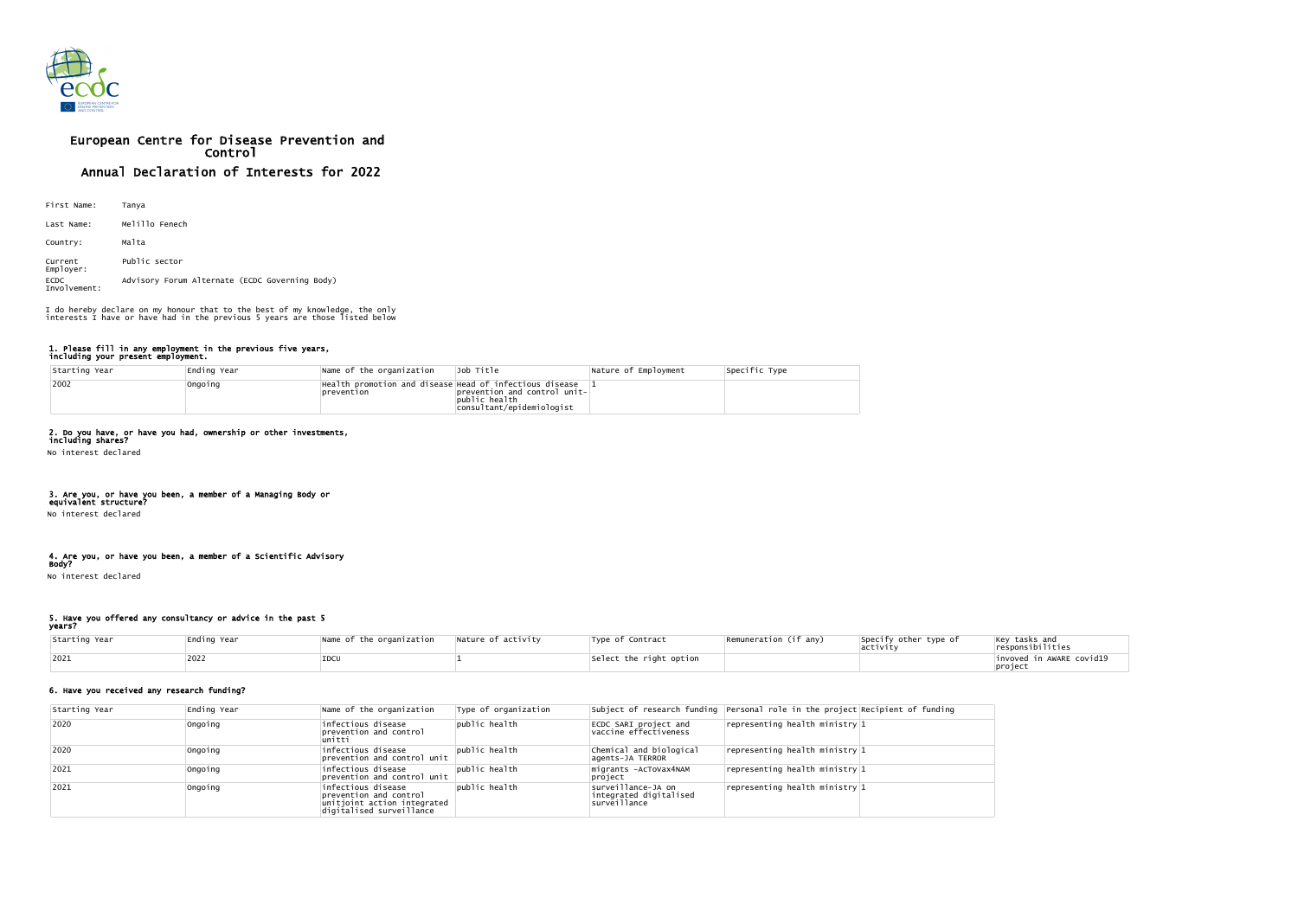# European Centre for Disease Prevention and Control

## Annual Declaration of Interests for 2022

First Name: Tanya

Last Name: Melillo Fenech

Country: Malta

Current Employer: Public sector

ECDC Involvement: Advisory Forum Alternate (ECDC Governing Body)

I do hereby declare on my honour that to the best of my knowledge, the only interests I have or have had in the previous 5 years are those listed below

### 1. Please fill in any employment in the previous five years, including your present employment.

| Starting Year | Ending Year | Name of the organization | Job Title | Nature of Employment | Specific Type |
| --- | --- | --- | --- | --- | --- |
| 2002 | Ongoing | Health promotion and disease prevention | Head of infectious disease prevention and control unit-public health consultant/epidemiologist | 1 | |

### 2. Do you have, or have you had, ownership or other investments, including shares?

No interest declared

### 3. Are you, or have you been, a member of a Managing Body or equivalent structure?

No interest declared

### 4. Are you, or have you been, a member of a Scientific Advisory Body?

No interest declared

### 5. Have you offered any consultancy or advice in the past 5 years?

| Starting Year | Ending Year | Name of the organization | Nature of activity | Type of Contract | Remuneration (if any) | Specify other type of activity | Key tasks and responsibilities |
| --- | --- | --- | --- | --- | --- | --- | --- |
| 2021 | 2022 | IDCU | 1 | Select the right option | | | invoved in AWARE covid19 project |

### 6. Have you received any research funding?

| Starting Year | Ending Year | Name of the organization | Type of organization | Subject of research funding | Personal role in the project | Recipient of funding |
| --- | --- | --- | --- | --- | --- | --- |
| 2020 | Ongoing | infectious disease prevention and control unitti | public health | ECDC SARI project and vaccine effectiveness | representing health ministry | 1 |
| 2020 | Ongoing | infectious disease prevention and control unit | public health | Chemical and biological agents-JA TERROR | representing health ministry | 1 |
| 2021 | Ongoing | infectious disease prevention and control unit | public health | migrants -AcToVax4NAM project | representing health ministry | 1 |
| 2021 | Ongoing | infectious disease prevention and control unitjoint action integrated digitalised surveillance | public health | surveillance-JA on integrated digitalised surveillance | representing health ministry | 1 |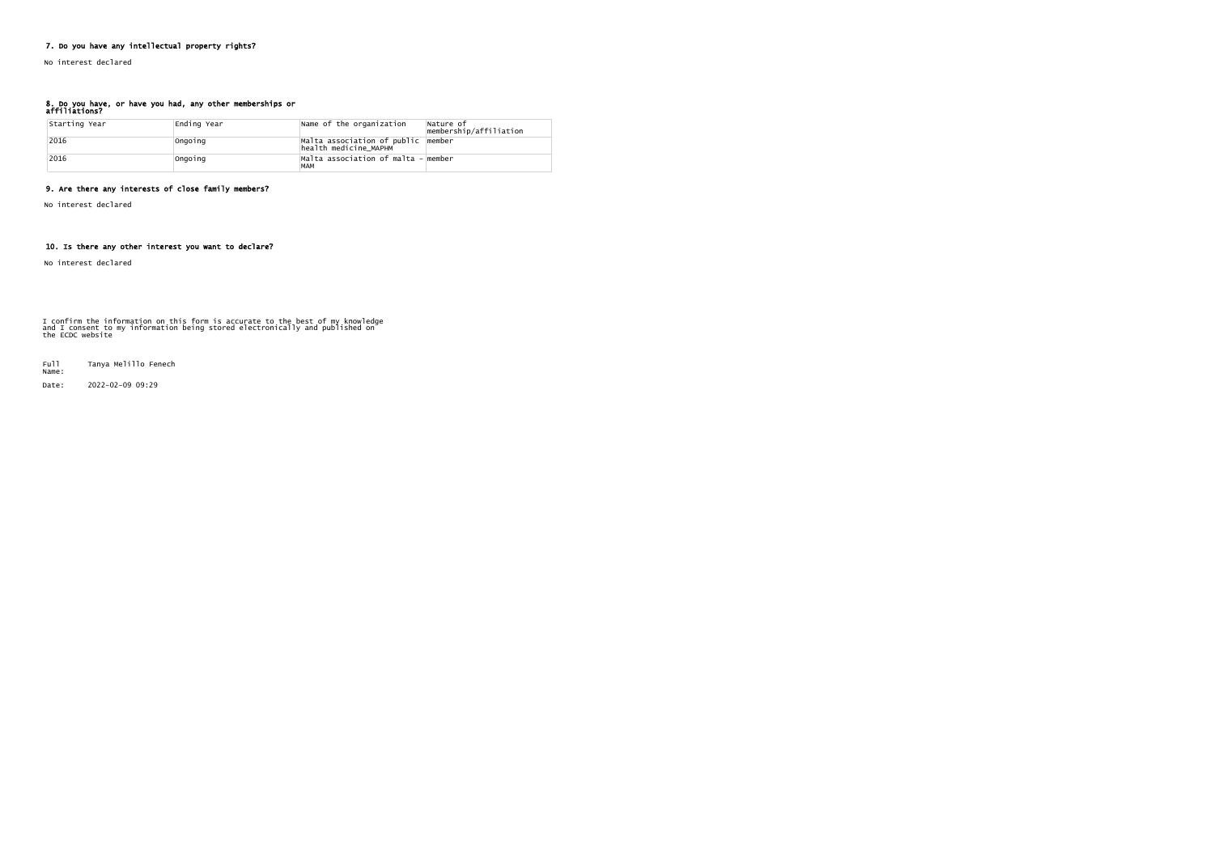### 7. Do you have any intellectual property rights?

No interest declared

### 8. Do you have, or have you had, any other memberships or affiliations?

| Starting Year | Ending Year | Name of the organization | Nature of membership/affiliation |
|---|---|---|---|
| 2016 | Ongoing | Malta association of public health medicine_MAPHM | member |
| 2016 | Ongoing | Malta association of malta - MAM | member |

### 9. Are there any interests of close family members?

No interest declared

### 10. Is there any other interest you want to declare?

No interest declared

I confirm the information on this form is accurate to the best of my knowledge and I consent to my information being stored electronically and published on the ECDC website

Full Name: Tanya Melillo Fenech

Date: 2022-02-09 09:29